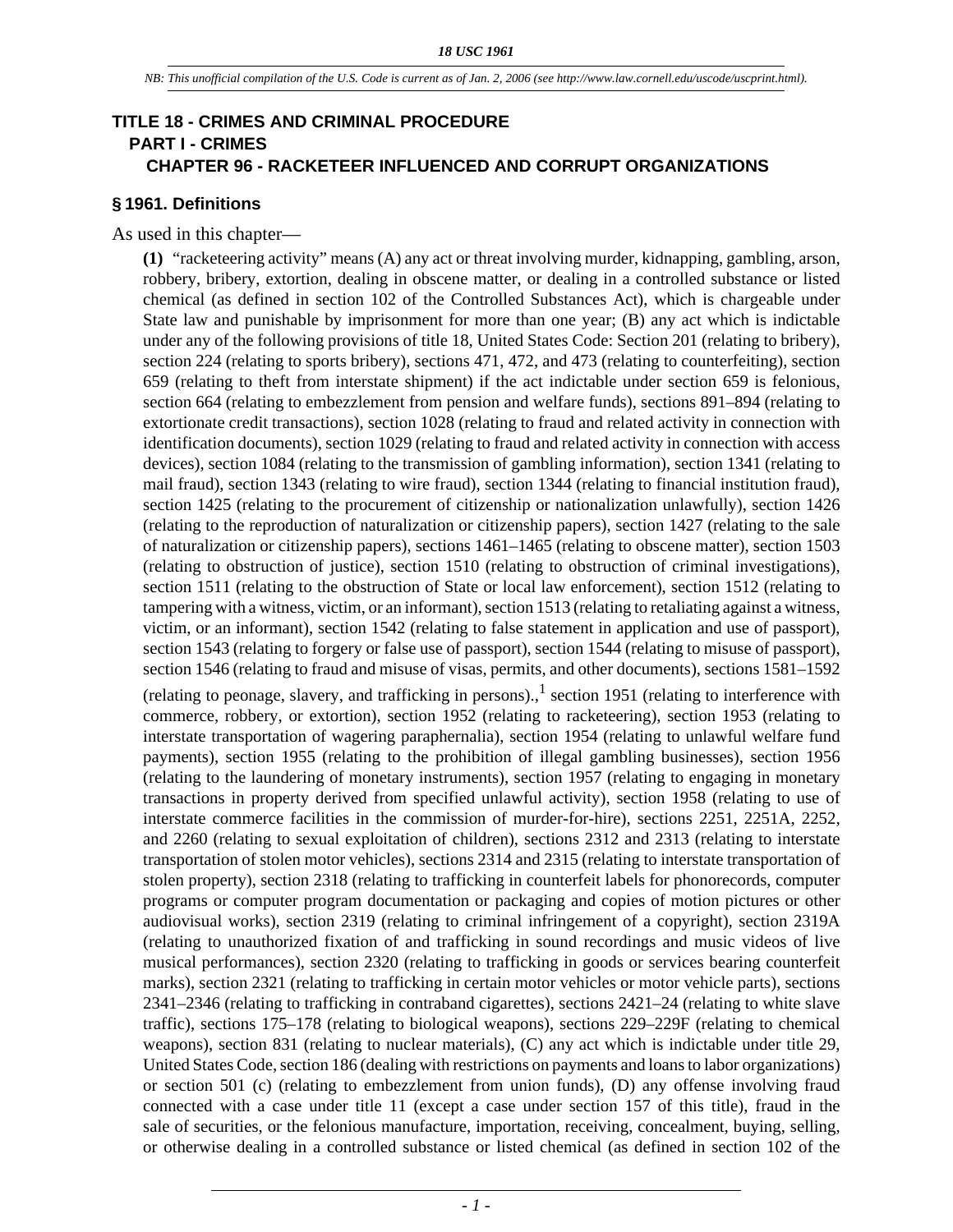# TITLE 18 - CRIMES AND CRIMINAL PROCEDURE

## PART I - CRIMES

### CHAPTER 96 - RACKETEER INFLUENCED AND CORRUPT ORGANIZATIONS

#### § 1961. Definitions

As used in this chapter—

**(1)** "racketeering activity" means (A) any act or threat involving murder, kidnapping, gambling, arson, robbery, bribery, extortion, dealing in obscene matter, or dealing in a controlled substance or listed chemical (as defined in section 102 of the Controlled Substances Act), which is chargeable under State law and punishable by imprisonment for more than one year; (B) any act which is indictable under any of the following provisions of title 18, United States Code: Section 201 (relating to bribery), section 224 (relating to sports bribery), sections 471, 472, and 473 (relating to counterfeiting), section 659 (relating to theft from interstate shipment) if the act indictable under section 659 is felonious, section 664 (relating to embezzlement from pension and welfare funds), sections 891–894 (relating to extortionate credit transactions), section 1028 (relating to fraud and related activity in connection with identification documents), section 1029 (relating to fraud and related activity in connection with access devices), section 1084 (relating to the transmission of gambling information), section 1341 (relating to mail fraud), section 1343 (relating to wire fraud), section 1344 (relating to financial institution fraud), section 1425 (relating to the procurement of citizenship or nationalization unlawfully), section 1426 (relating to the reproduction of naturalization or citizenship papers), section 1427 (relating to the sale of naturalization or citizenship papers), sections 1461–1465 (relating to obscene matter), section 1503 (relating to obstruction of justice), section 1510 (relating to obstruction of criminal investigations), section 1511 (relating to the obstruction of State or local law enforcement), section 1512 (relating to tampering with a witness, victim, or an informant), section 1513 (relating to retaliating against a witness, victim, or an informant), section 1542 (relating to false statement in application and use of passport), section 1543 (relating to forgery or false use of passport), section 1544 (relating to misuse of passport), section 1546 (relating to fraud and misuse of visas, permits, and other documents), sections 1581–1592 (relating to peonage, slavery, and trafficking in persons).,[1] section 1951 (relating to interference with commerce, robbery, or extortion), section 1952 (relating to racketeering), section 1953 (relating to interstate transportation of wagering paraphernalia), section 1954 (relating to unlawful welfare fund payments), section 1955 (relating to the prohibition of illegal gambling businesses), section 1956 (relating to the laundering of monetary instruments), section 1957 (relating to engaging in monetary transactions in property derived from specified unlawful activity), section 1958 (relating to use of interstate commerce facilities in the commission of murder-for-hire), sections 2251, 2251A, 2252, and 2260 (relating to sexual exploitation of children), sections 2312 and 2313 (relating to interstate transportation of stolen motor vehicles), sections 2314 and 2315 (relating to interstate transportation of stolen property), section 2318 (relating to trafficking in counterfeit labels for phonorecords, computer programs or computer program documentation or packaging and copies of motion pictures or other audiovisual works), section 2319 (relating to criminal infringement of a copyright), section 2319A (relating to unauthorized fixation of and trafficking in sound recordings and music videos of live musical performances), section 2320 (relating to trafficking in goods or services bearing counterfeit marks), section 2321 (relating to trafficking in certain motor vehicles or motor vehicle parts), sections 2341–2346 (relating to trafficking in contraband cigarettes), sections 2421–24 (relating to white slave traffic), sections 175–178 (relating to biological weapons), sections 229–229F (relating to chemical weapons), section 831 (relating to nuclear materials), (C) any act which is indictable under title 29, United States Code, section 186 (dealing with restrictions on payments and loans to labor organizations) or section 501 (c) (relating to embezzlement from union funds), (D) any offense involving fraud connected with a case under title 11 (except a case under section 157 of this title), fraud in the sale of securities, or the felonious manufacture, importation, receiving, concealment, buying, selling, or otherwise dealing in a controlled substance or listed chemical (as defined in section 102 of the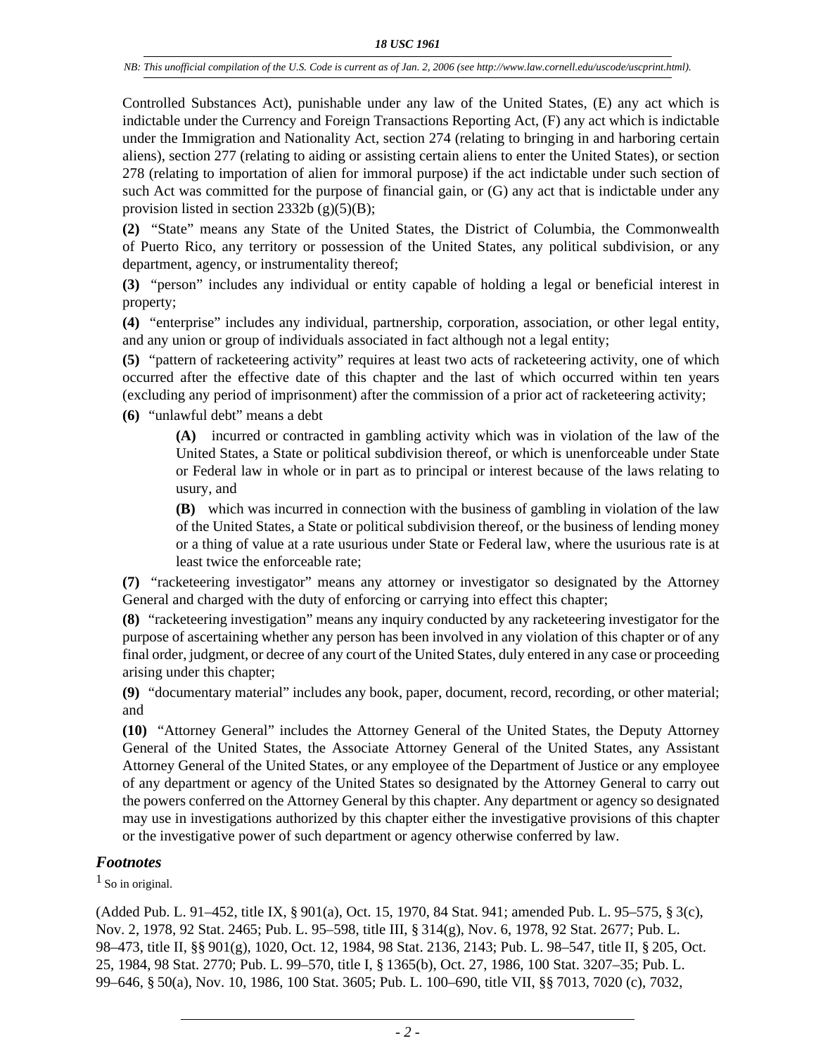Controlled Substances Act), punishable under any law of the United States, (E) any act which is indictable under the Currency and Foreign Transactions Reporting Act, (F) any act which is indictable under the Immigration and Nationality Act, section 274 (relating to bringing in and harboring certain aliens), section 277 (relating to aiding or assisting certain aliens to enter the United States), or section 278 (relating to importation of alien for immoral purpose) if the act indictable under such section of such Act was committed for the purpose of financial gain, or (G) any act that is indictable under any provision listed in section 2332b (g)(5)(B);

**(2)** "State" means any State of the United States, the District of Columbia, the Commonwealth of Puerto Rico, any territory or possession of the United States, any political subdivision, or any department, agency, or instrumentality thereof;

**(3)** "person" includes any individual or entity capable of holding a legal or beneficial interest in property;

**(4)** "enterprise" includes any individual, partnership, corporation, association, or other legal entity, and any union or group of individuals associated in fact although not a legal entity;

**(5)** "pattern of racketeering activity" requires at least two acts of racketeering activity, one of which occurred after the effective date of this chapter and the last of which occurred within ten years (excluding any period of imprisonment) after the commission of a prior act of racketeering activity;

**(6)** "unlawful debt" means a debt

> **(A)** incurred or contracted in gambling activity which was in violation of the law of the United States, a State or political subdivision thereof, or which is unenforceable under State or Federal law in whole or in part as to principal or interest because of the laws relating to usury, and
>
> **(B)** which was incurred in connection with the business of gambling in violation of the law of the United States, a State or political subdivision thereof, or the business of lending money or a thing of value at a rate usurious under State or Federal law, where the usurious rate is at least twice the enforceable rate;

**(7)** "racketeering investigator" means any attorney or investigator so designated by the Attorney General and charged with the duty of enforcing or carrying into effect this chapter;

**(8)** "racketeering investigation" means any inquiry conducted by any racketeering investigator for the purpose of ascertaining whether any person has been involved in any violation of this chapter or of any final order, judgment, or decree of any court of the United States, duly entered in any case or proceeding arising under this chapter;

**(9)** "documentary material" includes any book, paper, document, record, recording, or other material; and

**(10)** "Attorney General" includes the Attorney General of the United States, the Deputy Attorney General of the United States, the Associate Attorney General of the United States, any Assistant Attorney General of the United States, or any employee of the Department of Justice or any employee of any department or agency of the United States so designated by the Attorney General to carry out the powers conferred on the Attorney General by this chapter. Any department or agency so designated may use in investigations authorized by this chapter either the investigative provisions of this chapter or the investigative power of such department or agency otherwise conferred by law.

### *Footnotes*

[1] So in original.

(Added Pub. L. 91–452, title IX, § 901(a), Oct. 15, 1970, 84 Stat. 941; amended Pub. L. 95–575, § 3(c), Nov. 2, 1978, 92 Stat. 2465; Pub. L. 95–598, title III, § 314(g), Nov. 6, 1978, 92 Stat. 2677; Pub. L. 98–473, title II, §§ 901(g), 1020, Oct. 12, 1984, 98 Stat. 2136, 2143; Pub. L. 98–547, title II, § 205, Oct. 25, 1984, 98 Stat. 2770; Pub. L. 99–570, title I, § 1365(b), Oct. 27, 1986, 100 Stat. 3207–35; Pub. L. 99–646, § 50(a), Nov. 10, 1986, 100 Stat. 3605; Pub. L. 100–690, title VII, §§ 7013, 7020 (c), 7032,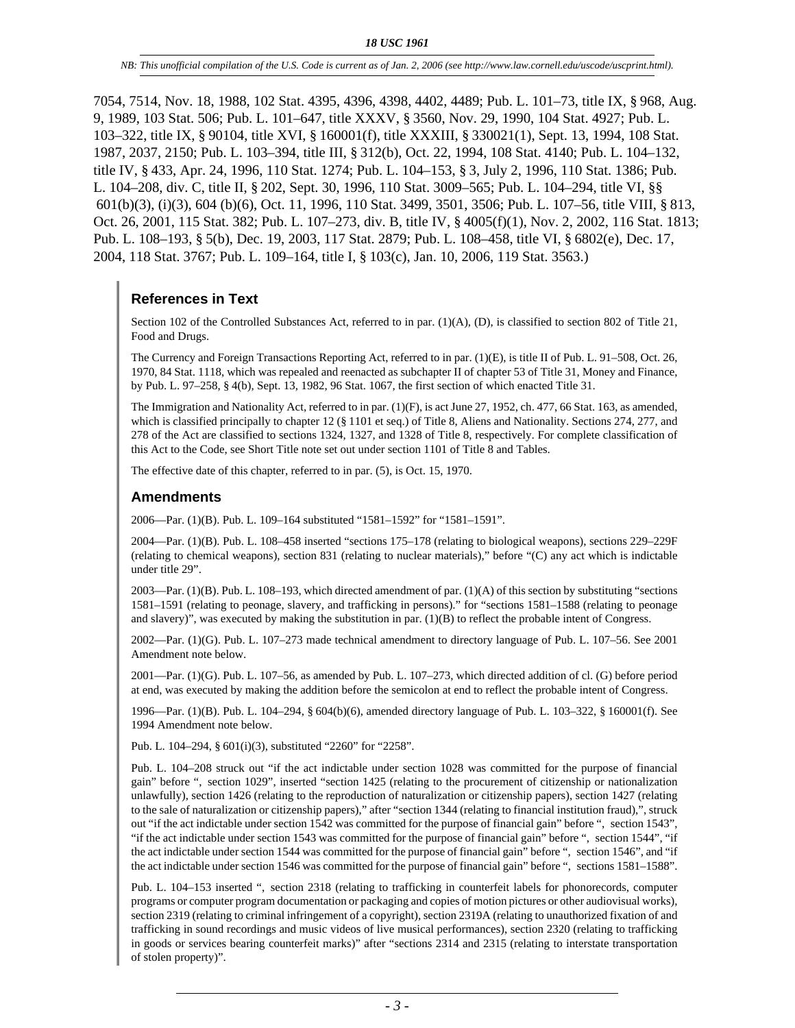7054, 7514, Nov. 18, 1988, 102 Stat. 4395, 4396, 4398, 4402, 4489; Pub. L. 101–73, title IX, § 968, Aug. 9, 1989, 103 Stat. 506; Pub. L. 101–647, title XXXV, § 3560, Nov. 29, 1990, 104 Stat. 4927; Pub. L. 103–322, title IX, § 90104, title XVI, § 160001(f), title XXXIII, § 330021(1), Sept. 13, 1994, 108 Stat. 1987, 2037, 2150; Pub. L. 103–394, title III, § 312(b), Oct. 22, 1994, 108 Stat. 4140; Pub. L. 104–132, title IV, § 433, Apr. 24, 1996, 110 Stat. 1274; Pub. L. 104–153, § 3, July 2, 1996, 110 Stat. 1386; Pub. L. 104–208, div. C, title II, § 202, Sept. 30, 1996, 110 Stat. 3009–565; Pub. L. 104–294, title VI, §§ 601(b)(3), (i)(3), 604 (b)(6), Oct. 11, 1996, 110 Stat. 3499, 3501, 3506; Pub. L. 107–56, title VIII, § 813, Oct. 26, 2001, 115 Stat. 382; Pub. L. 107–273, div. B, title IV, § 4005(f)(1), Nov. 2, 2002, 116 Stat. 1813; Pub. L. 108–193, § 5(b), Dec. 19, 2003, 117 Stat. 2879; Pub. L. 108–458, title VI, § 6802(e), Dec. 17, 2004, 118 Stat. 3767; Pub. L. 109–164, title I, § 103(c), Jan. 10, 2006, 119 Stat. 3563.)

## References in Text

Section 102 of the Controlled Substances Act, referred to in par. (1)(A), (D), is classified to section 802 of Title 21, Food and Drugs.

The Currency and Foreign Transactions Reporting Act, referred to in par. (1)(E), is title II of Pub. L. 91–508, Oct. 26, 1970, 84 Stat. 1118, which was repealed and reenacted as subchapter II of chapter 53 of Title 31, Money and Finance, by Pub. L. 97–258, § 4(b), Sept. 13, 1982, 96 Stat. 1067, the first section of which enacted Title 31.

The Immigration and Nationality Act, referred to in par. (1)(F), is act June 27, 1952, ch. 477, 66 Stat. 163, as amended, which is classified principally to chapter 12 (§ 1101 et seq.) of Title 8, Aliens and Nationality. Sections 274, 277, and 278 of the Act are classified to sections 1324, 1327, and 1328 of Title 8, respectively. For complete classification of this Act to the Code, see Short Title note set out under section 1101 of Title 8 and Tables.

The effective date of this chapter, referred to in par. (5), is Oct. 15, 1970.

## Amendments

2006—Par. (1)(B). Pub. L. 109–164 substituted "1581–1592" for "1581–1591".

2004—Par. (1)(B). Pub. L. 108–458 inserted "sections 175–178 (relating to biological weapons), sections 229–229F (relating to chemical weapons), section 831 (relating to nuclear materials)," before "(C) any act which is indictable under title 29".

2003—Par. (1)(B). Pub. L. 108–193, which directed amendment of par. (1)(A) of this section by substituting "sections 1581–1591 (relating to peonage, slavery, and trafficking in persons)." for "sections 1581–1588 (relating to peonage and slavery)", was executed by making the substitution in par. (1)(B) to reflect the probable intent of Congress.

2002—Par. (1)(G). Pub. L. 107–273 made technical amendment to directory language of Pub. L. 107–56. See 2001 Amendment note below.

2001—Par. (1)(G). Pub. L. 107–56, as amended by Pub. L. 107–273, which directed addition of cl. (G) before period at end, was executed by making the addition before the semicolon at end to reflect the probable intent of Congress.

1996—Par. (1)(B). Pub. L. 104–294, § 604(b)(6), amended directory language of Pub. L. 103–322, § 160001(f). See 1994 Amendment note below.

Pub. L. 104–294, § 601(i)(3), substituted "2260" for "2258".

Pub. L. 104–208 struck out "if the act indictable under section 1028 was committed for the purpose of financial gain" before ", section 1029", inserted "section 1425 (relating to the procurement of citizenship or nationalization unlawfully), section 1426 (relating to the reproduction of naturalization or citizenship papers), section 1427 (relating to the sale of naturalization or citizenship papers)," after "section 1344 (relating to financial institution fraud),", struck out "if the act indictable under section 1542 was committed for the purpose of financial gain" before ", section 1543", "if the act indictable under section 1543 was committed for the purpose of financial gain" before ", section 1544", "if the act indictable under section 1544 was committed for the purpose of financial gain" before ", section 1546", and "if the act indictable under section 1546 was committed for the purpose of financial gain" before ", sections 1581–1588".

Pub. L. 104–153 inserted ", section 2318 (relating to trafficking in counterfeit labels for phonorecords, computer programs or computer program documentation or packaging and copies of motion pictures or other audiovisual works), section 2319 (relating to criminal infringement of a copyright), section 2319A (relating to unauthorized fixation of and trafficking in sound recordings and music videos of live musical performances), section 2320 (relating to trafficking in goods or services bearing counterfeit marks)" after "sections 2314 and 2315 (relating to interstate transportation of stolen property)".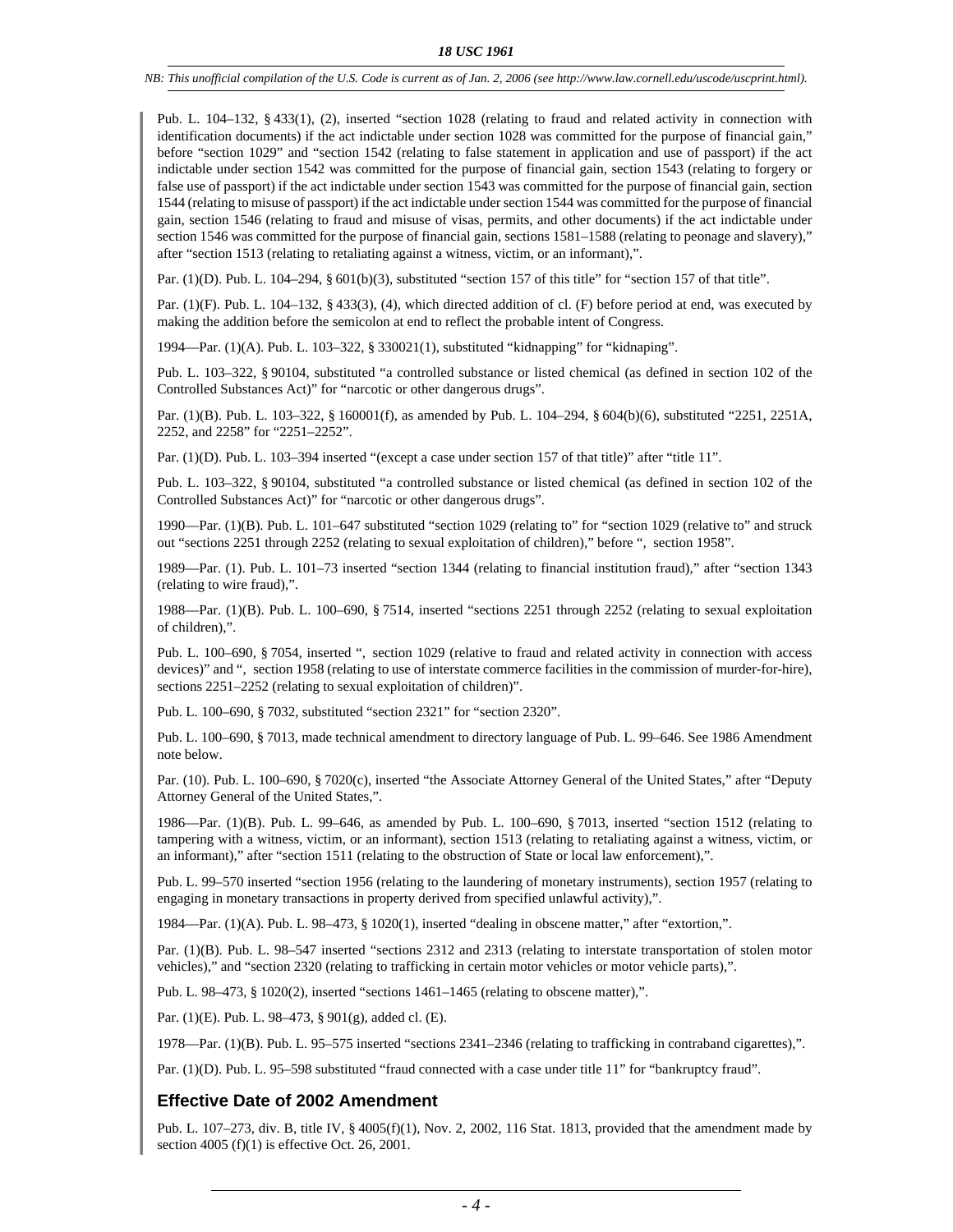Pub. L. 104–132, § 433(1), (2), inserted "section 1028 (relating to fraud and related activity in connection with identification documents) if the act indictable under section 1028 was committed for the purpose of financial gain," before "section 1029" and "section 1542 (relating to false statement in application and use of passport) if the act indictable under section 1542 was committed for the purpose of financial gain, section 1543 (relating to forgery or false use of passport) if the act indictable under section 1543 was committed for the purpose of financial gain, section 1544 (relating to misuse of passport) if the act indictable under section 1544 was committed for the purpose of financial gain, section 1546 (relating to fraud and misuse of visas, permits, and other documents) if the act indictable under section 1546 was committed for the purpose of financial gain, sections 1581–1588 (relating to peonage and slavery)," after "section 1513 (relating to retaliating against a witness, victim, or an informant),".

Par. (1)(D). Pub. L. 104–294, § 601(b)(3), substituted "section 157 of this title" for "section 157 of that title".

Par. (1)(F). Pub. L. 104–132, § 433(3), (4), which directed addition of cl. (F) before period at end, was executed by making the addition before the semicolon at end to reflect the probable intent of Congress.

1994—Par. (1)(A). Pub. L. 103–322, § 330021(1), substituted "kidnapping" for "kidnaping".

Pub. L. 103–322, § 90104, substituted "a controlled substance or listed chemical (as defined in section 102 of the Controlled Substances Act)" for "narcotic or other dangerous drugs".

Par. (1)(B). Pub. L. 103–322, § 160001(f), as amended by Pub. L. 104–294, § 604(b)(6), substituted "2251, 2251A, 2252, and 2258" for "2251–2252".

Par. (1)(D). Pub. L. 103–394 inserted "(except a case under section 157 of that title)" after "title 11".

Pub. L. 103–322, § 90104, substituted "a controlled substance or listed chemical (as defined in section 102 of the Controlled Substances Act)" for "narcotic or other dangerous drugs".

1990—Par. (1)(B). Pub. L. 101–647 substituted "section 1029 (relating to" for "section 1029 (relative to" and struck out "sections 2251 through 2252 (relating to sexual exploitation of children)," before ", section 1958".

1989—Par. (1). Pub. L. 101–73 inserted "section 1344 (relating to financial institution fraud)," after "section 1343 (relating to wire fraud),".

1988—Par. (1)(B). Pub. L. 100–690, § 7514, inserted "sections 2251 through 2252 (relating to sexual exploitation of children),".

Pub. L. 100–690, § 7054, inserted ", section 1029 (relative to fraud and related activity in connection with access devices)" and ", section 1958 (relating to use of interstate commerce facilities in the commission of murder-for-hire), sections 2251–2252 (relating to sexual exploitation of children)".

Pub. L. 100–690, § 7032, substituted "section 2321" for "section 2320".

Pub. L. 100–690, § 7013, made technical amendment to directory language of Pub. L. 99–646. See 1986 Amendment note below.

Par. (10). Pub. L. 100–690, § 7020(c), inserted "the Associate Attorney General of the United States," after "Deputy Attorney General of the United States,".

1986—Par. (1)(B). Pub. L. 99–646, as amended by Pub. L. 100–690, § 7013, inserted "section 1512 (relating to tampering with a witness, victim, or an informant), section 1513 (relating to retaliating against a witness, victim, or an informant)," after "section 1511 (relating to the obstruction of State or local law enforcement),".

Pub. L. 99–570 inserted "section 1956 (relating to the laundering of monetary instruments), section 1957 (relating to engaging in monetary transactions in property derived from specified unlawful activity),".

1984—Par. (1)(A). Pub. L. 98–473, § 1020(1), inserted "dealing in obscene matter," after "extortion,".

Par. (1)(B). Pub. L. 98–547 inserted "sections 2312 and 2313 (relating to interstate transportation of stolen motor vehicles)," and "section 2320 (relating to trafficking in certain motor vehicles or motor vehicle parts),".

Pub. L. 98–473, § 1020(2), inserted "sections 1461–1465 (relating to obscene matter),".

Par. (1)(E). Pub. L. 98–473, § 901(g), added cl. (E).

1978—Par. (1)(B). Pub. L. 95–575 inserted "sections 2341–2346 (relating to trafficking in contraband cigarettes),".

Par. (1)(D). Pub. L. 95–598 substituted "fraud connected with a case under title 11" for "bankruptcy fraud".

## Effective Date of 2002 Amendment

Pub. L. 107–273, div. B, title IV, § 4005(f)(1), Nov. 2, 2002, 116 Stat. 1813, provided that the amendment made by section 4005 (f)(1) is effective Oct. 26, 2001.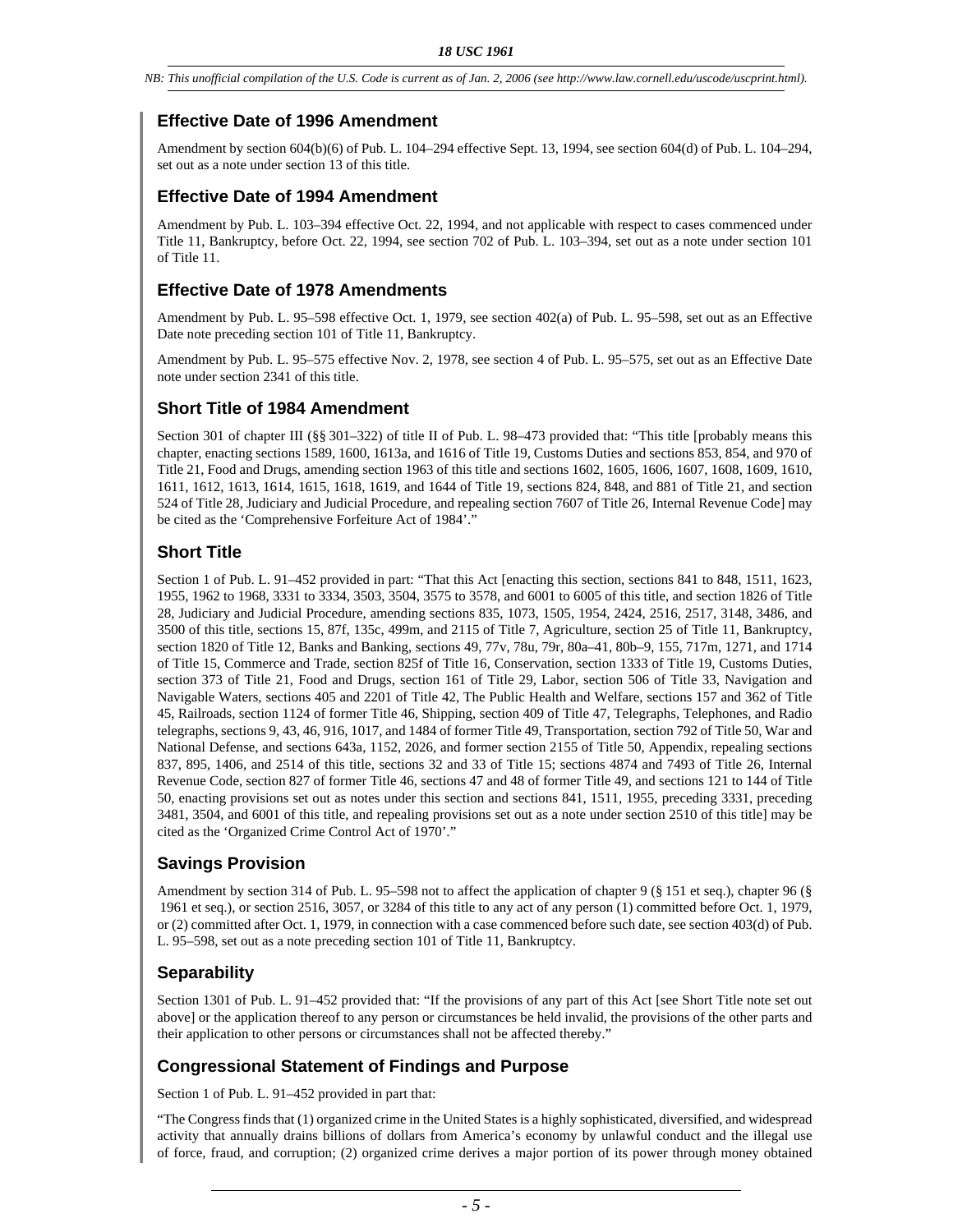## Effective Date of 1996 Amendment

Amendment by section 604(b)(6) of Pub. L. 104–294 effective Sept. 13, 1994, see section 604(d) of Pub. L. 104–294, set out as a note under section 13 of this title.

## Effective Date of 1994 Amendment

Amendment by Pub. L. 103–394 effective Oct. 22, 1994, and not applicable with respect to cases commenced under Title 11, Bankruptcy, before Oct. 22, 1994, see section 702 of Pub. L. 103–394, set out as a note under section 101 of Title 11.

## Effective Date of 1978 Amendments

Amendment by Pub. L. 95–598 effective Oct. 1, 1979, see section 402(a) of Pub. L. 95–598, set out as an Effective Date note preceding section 101 of Title 11, Bankruptcy.

Amendment by Pub. L. 95–575 effective Nov. 2, 1978, see section 4 of Pub. L. 95–575, set out as an Effective Date note under section 2341 of this title.

## Short Title of 1984 Amendment

Section 301 of chapter III (§§ 301–322) of title II of Pub. L. 98–473 provided that: "This title [probably means this chapter, enacting sections 1589, 1600, 1613a, and 1616 of Title 19, Customs Duties and sections 853, 854, and 970 of Title 21, Food and Drugs, amending section 1963 of this title and sections 1602, 1605, 1606, 1607, 1608, 1609, 1610, 1611, 1612, 1613, 1614, 1615, 1618, 1619, and 1644 of Title 19, sections 824, 848, and 881 of Title 21, and section 524 of Title 28, Judiciary and Judicial Procedure, and repealing section 7607 of Title 26, Internal Revenue Code] may be cited as the 'Comprehensive Forfeiture Act of 1984'."

## Short Title

Section 1 of Pub. L. 91–452 provided in part: "That this Act [enacting this section, sections 841 to 848, 1511, 1623, 1955, 1962 to 1968, 3331 to 3334, 3503, 3504, 3575 to 3578, and 6001 to 6005 of this title, and section 1826 of Title 28, Judiciary and Judicial Procedure, amending sections 835, 1073, 1505, 1954, 2424, 2516, 2517, 3148, 3486, and 3500 of this title, sections 15, 87f, 135c, 499m, and 2115 of Title 7, Agriculture, section 25 of Title 11, Bankruptcy, section 1820 of Title 12, Banks and Banking, sections 49, 77v, 78u, 79r, 80a–41, 80b–9, 155, 717m, 1271, and 1714 of Title 15, Commerce and Trade, section 825f of Title 16, Conservation, section 1333 of Title 19, Customs Duties, section 373 of Title 21, Food and Drugs, section 161 of Title 29, Labor, section 506 of Title 33, Navigation and Navigable Waters, sections 405 and 2201 of Title 42, The Public Health and Welfare, sections 157 and 362 of Title 45, Railroads, section 1124 of former Title 46, Shipping, section 409 of Title 47, Telegraphs, Telephones, and Radio telegraphs, sections 9, 43, 46, 916, 1017, and 1484 of former Title 49, Transportation, section 792 of Title 50, War and National Defense, and sections 643a, 1152, 2026, and former section 2155 of Title 50, Appendix, repealing sections 837, 895, 1406, and 2514 of this title, sections 32 and 33 of Title 15; sections 4874 and 7493 of Title 26, Internal Revenue Code, section 827 of former Title 46, sections 47 and 48 of former Title 49, and sections 121 to 144 of Title 50, enacting provisions set out as notes under this section and sections 841, 1511, 1955, preceding 3331, preceding 3481, 3504, and 6001 of this title, and repealing provisions set out as a note under section 2510 of this title] may be cited as the 'Organized Crime Control Act of 1970'."

## Savings Provision

Amendment by section 314 of Pub. L. 95–598 not to affect the application of chapter 9 (§ 151 et seq.), chapter 96 (§ 1961 et seq.), or section 2516, 3057, or 3284 of this title to any act of any person (1) committed before Oct. 1, 1979, or (2) committed after Oct. 1, 1979, in connection with a case commenced before such date, see section 403(d) of Pub. L. 95–598, set out as a note preceding section 101 of Title 11, Bankruptcy.

## Separability

Section 1301 of Pub. L. 91–452 provided that: "If the provisions of any part of this Act [see Short Title note set out above] or the application thereof to any person or circumstances be held invalid, the provisions of the other parts and their application to other persons or circumstances shall not be affected thereby."

## Congressional Statement of Findings and Purpose

Section 1 of Pub. L. 91–452 provided in part that:

"The Congress finds that (1) organized crime in the United States is a highly sophisticated, diversified, and widespread activity that annually drains billions of dollars from America's economy by unlawful conduct and the illegal use of force, fraud, and corruption; (2) organized crime derives a major portion of its power through money obtained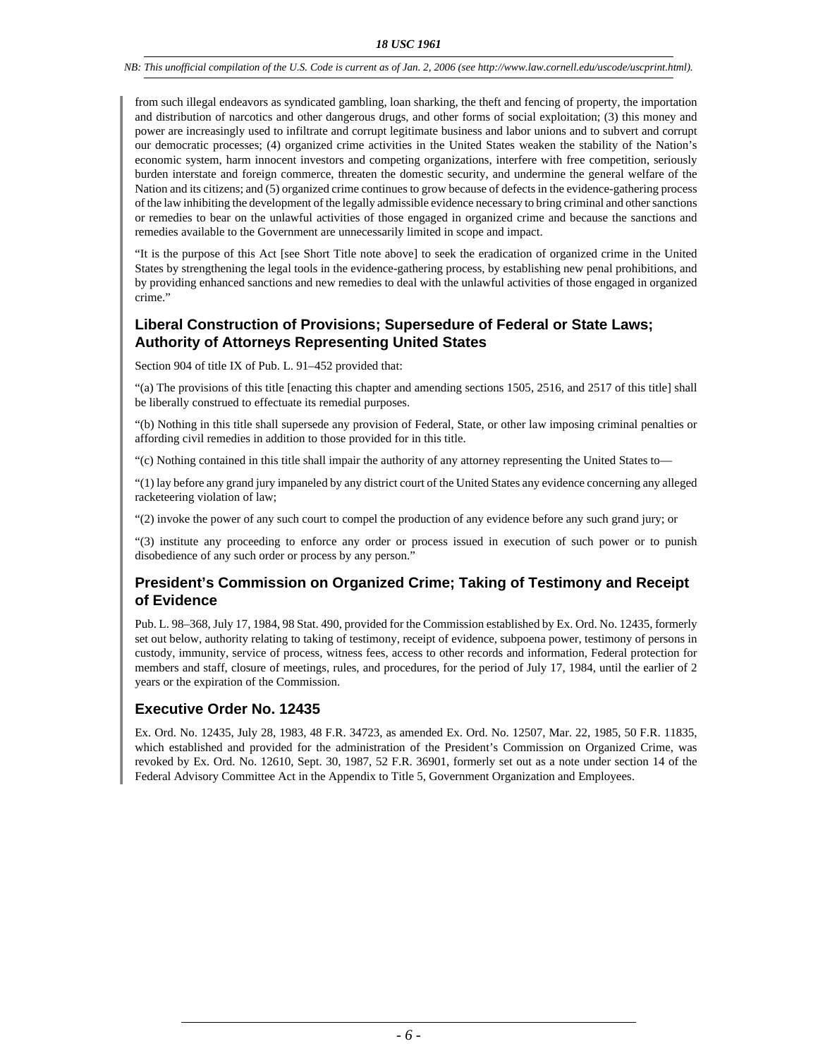from such illegal endeavors as syndicated gambling, loan sharking, the theft and fencing of property, the importation and distribution of narcotics and other dangerous drugs, and other forms of social exploitation; (3) this money and power are increasingly used to infiltrate and corrupt legitimate business and labor unions and to subvert and corrupt our democratic processes; (4) organized crime activities in the United States weaken the stability of the Nation's economic system, harm innocent investors and competing organizations, interfere with free competition, seriously burden interstate and foreign commerce, threaten the domestic security, and undermine the general welfare of the Nation and its citizens; and (5) organized crime continues to grow because of defects in the evidence-gathering process of the law inhibiting the development of the legally admissible evidence necessary to bring criminal and other sanctions or remedies to bear on the unlawful activities of those engaged in organized crime and because the sanctions and remedies available to the Government are unnecessarily limited in scope and impact.

"It is the purpose of this Act [see Short Title note above] to seek the eradication of organized crime in the United States by strengthening the legal tools in the evidence-gathering process, by establishing new penal prohibitions, and by providing enhanced sanctions and new remedies to deal with the unlawful activities of those engaged in organized crime."

## Liberal Construction of Provisions; Supersedure of Federal or State Laws; Authority of Attorneys Representing United States

Section 904 of title IX of Pub. L. 91–452 provided that:

"(a) The provisions of this title [enacting this chapter and amending sections 1505, 2516, and 2517 of this title] shall be liberally construed to effectuate its remedial purposes.

"(b) Nothing in this title shall supersede any provision of Federal, State, or other law imposing criminal penalties or affording civil remedies in addition to those provided for in this title.

"(c) Nothing contained in this title shall impair the authority of any attorney representing the United States to—

"(1) lay before any grand jury impaneled by any district court of the United States any evidence concerning any alleged racketeering violation of law;

"(2) invoke the power of any such court to compel the production of any evidence before any such grand jury; or

"(3) institute any proceeding to enforce any order or process issued in execution of such power or to punish disobedience of any such order or process by any person."

## President's Commission on Organized Crime; Taking of Testimony and Receipt of Evidence

Pub. L. 98–368, July 17, 1984, 98 Stat. 490, provided for the Commission established by Ex. Ord. No. 12435, formerly set out below, authority relating to taking of testimony, receipt of evidence, subpoena power, testimony of persons in custody, immunity, service of process, witness fees, access to other records and information, Federal protection for members and staff, closure of meetings, rules, and procedures, for the period of July 17, 1984, until the earlier of 2 years or the expiration of the Commission.

## Executive Order No. 12435

Ex. Ord. No. 12435, July 28, 1983, 48 F.R. 34723, as amended Ex. Ord. No. 12507, Mar. 22, 1985, 50 F.R. 11835, which established and provided for the administration of the President's Commission on Organized Crime, was revoked by Ex. Ord. No. 12610, Sept. 30, 1987, 52 F.R. 36901, formerly set out as a note under section 14 of the Federal Advisory Committee Act in the Appendix to Title 5, Government Organization and Employees.